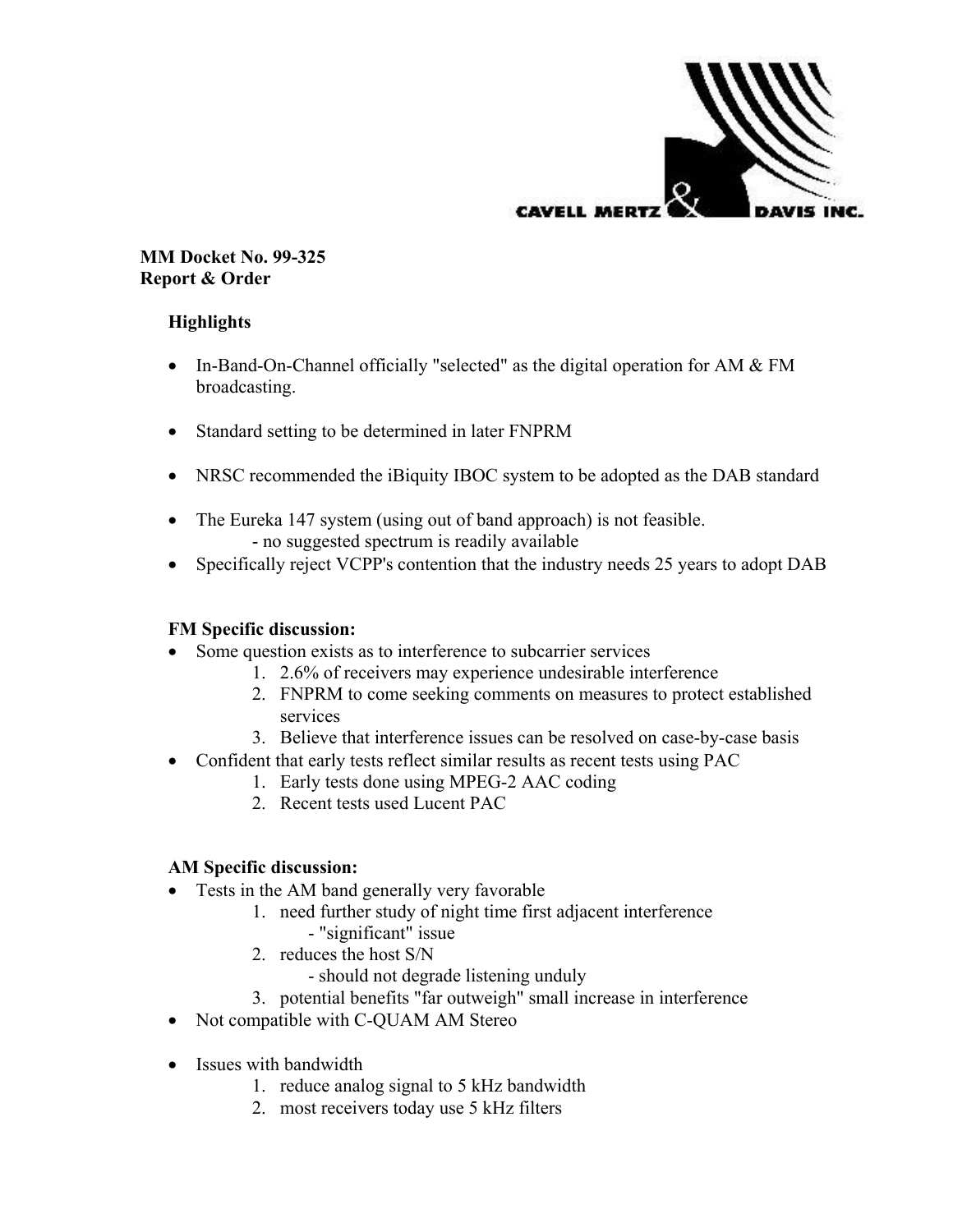CAVELL MERTZ & DAVIS INC.

**MM Docket No. 99-325**
**Report & Order**

## Highlights

- In-Band-On-Channel officially "selected" as the digital operation for AM & FM broadcasting.
- Standard setting to be determined in later FNPRM
- NRSC recommended the iBiquity IBOC system to be adopted as the DAB standard
- The Eureka 147 system (using out of band approach) is not feasible.
  - no suggested spectrum is readily available
- Specifically reject VCPP's contention that the industry needs 25 years to adopt DAB

### FM Specific discussion:

- Some question exists as to interference to subcarrier services
  1. 2.6% of receivers may experience undesirable interference
  2. FNPRM to come seeking comments on measures to protect established services
  3. Believe that interference issues can be resolved on case-by-case basis
- Confident that early tests reflect similar results as recent tests using PAC
  1. Early tests done using MPEG-2 AAC coding
  2. Recent tests used Lucent PAC

### AM Specific discussion:

- Tests in the AM band generally very favorable
  1. need further study of night time first adjacent interference
     - "significant" issue
  2. reduces the host S/N
     - should not degrade listening unduly
  3. potential benefits "far outweigh" small increase in interference
- Not compatible with C-QUAM AM Stereo
- Issues with bandwidth
  1. reduce analog signal to 5 kHz bandwidth
  2. most receivers today use 5 kHz filters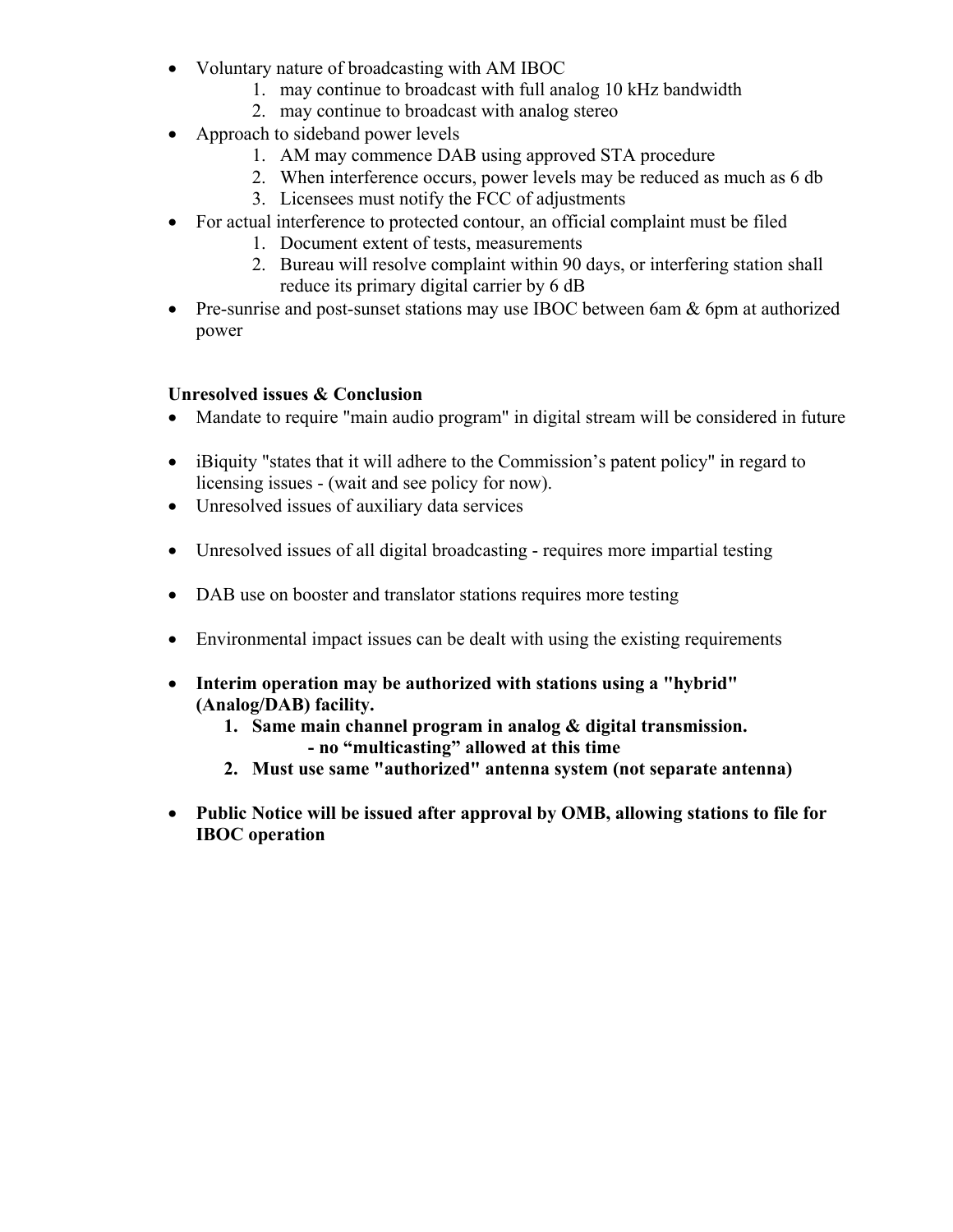- Voluntary nature of broadcasting with AM IBOC
    1. may continue to broadcast with full analog 10 kHz bandwidth
    2. may continue to broadcast with analog stereo
- Approach to sideband power levels
    1. AM may commence DAB using approved STA procedure
    2. When interference occurs, power levels may be reduced as much as 6 db
    3. Licensees must notify the FCC of adjustments
- For actual interference to protected contour, an official complaint must be filed
    1. Document extent of tests, measurements
    2. Bureau will resolve complaint within 90 days, or interfering station shall reduce its primary digital carrier by 6 dB
- Pre-sunrise and post-sunset stations may use IBOC between 6am & 6pm at authorized power

**Unresolved issues & Conclusion**

- Mandate to require "main audio program" in digital stream will be considered in future
- iBiquity "states that it will adhere to the Commission's patent policy" in regard to licensing issues - (wait and see policy for now).
- Unresolved issues of auxiliary data services
- Unresolved issues of all digital broadcasting - requires more impartial testing
- DAB use on booster and translator stations requires more testing
- Environmental impact issues can be dealt with using the existing requirements
- **Interim operation may be authorized with stations using a "hybrid" (Analog/DAB) facility.**
    1. **Same main channel program in analog & digital transmission.**
       **- no "multicasting" allowed at this time**
    2. **Must use same "authorized" antenna system (not separate antenna)**
- **Public Notice will be issued after approval by OMB, allowing stations to file for IBOC operation**